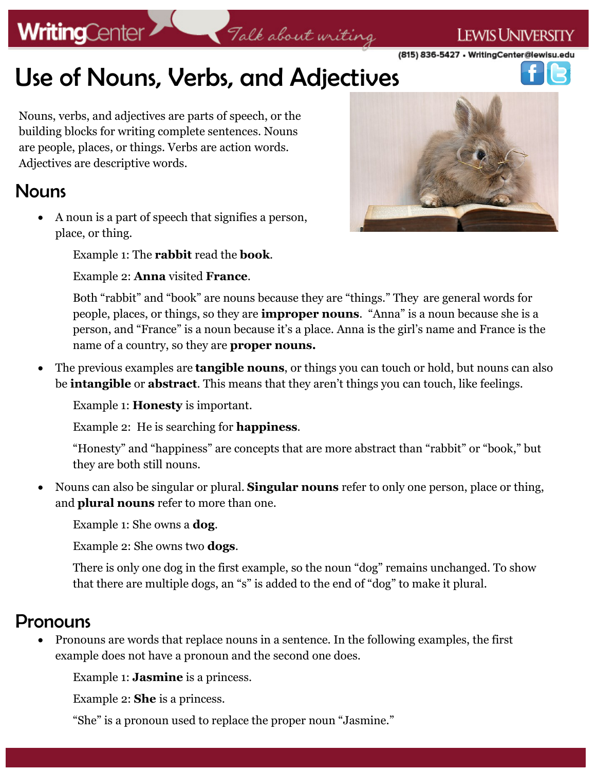# Use of Nouns, Verbs, and Adjectives

Nouns, verbs, and adjectives are parts of speech, or the building blocks for writing complete sentences. Nouns are people, places, or things. Verbs are action words. Adjectives are descriptive words.

## Nouns

- A noun is a part of speech that signifies a person, place, or thing.

  Example 1: The **rabbit** read the **book**.

  Example 2: **Anna** visited **France**.

  Both "rabbit" and "book" are nouns because they are "things." They are general words for people, places, or things, so they are **improper nouns**. "Anna" is a noun because she is a person, and "France" is a noun because it's a place. Anna is the girl's name and France is the name of a country, so they are **proper nouns.**

- The previous examples are **tangible nouns**, or things you can touch or hold, but nouns can also be **intangible** or **abstract**. This means that they aren't things you can touch, like feelings.

  Example 1: **Honesty** is important.

  Example 2: He is searching for **happiness**.

  "Honesty" and "happiness" are concepts that are more abstract than "rabbit" or "book," but they are both still nouns.

- Nouns can also be singular or plural. **Singular nouns** refer to only one person, place or thing, and **plural nouns** refer to more than one.

  Example 1: She owns a **dog**.

  Example 2: She owns two **dogs**.

  There is only one dog in the first example, so the noun "dog" remains unchanged. To show that there are multiple dogs, an "s" is added to the end of "dog" to make it plural.

## Pronouns

- Pronouns are words that replace nouns in a sentence. In the following examples, the first example does not have a pronoun and the second one does.

  Example 1: **Jasmine** is a princess.

  Example 2: **She** is a princess.

  "She" is a pronoun used to replace the proper noun "Jasmine."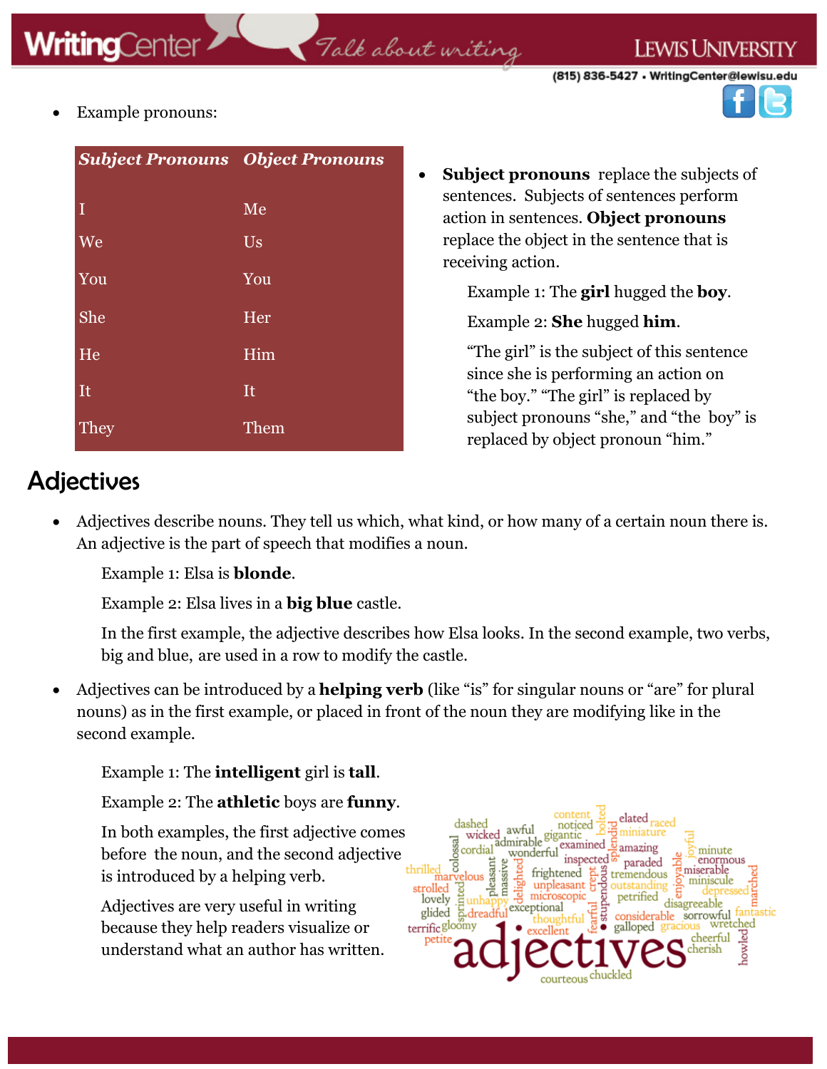- Example pronouns:

| *Subject Pronouns* | *Object Pronouns* |
|---|---|
| I | Me |
| We | Us |
| You | You |
| She | Her |
| He | Him |
| It | It |
| They | Them |

- **Subject pronouns** replace the subjects of sentences. Subjects of sentences perform action in sentences. **Object pronouns** replace the object in the sentence that is receiving action.

  Example 1: The **girl** hugged the **boy**.

  Example 2: **She** hugged **him**.

  "The girl" is the subject of this sentence since she is performing an action on "the boy." "The girl" is replaced by subject pronouns "she," and "the boy" is replaced by object pronoun "him."

## Adjectives

- Adjectives describe nouns. They tell us which, what kind, or how many of a certain noun there is. An adjective is the part of speech that modifies a noun.

  Example 1: Elsa is **blonde**.

  Example 2: Elsa lives in a **big blue** castle.

  In the first example, the adjective describes how Elsa looks. In the second example, two verbs, big and blue, are used in a row to modify the castle.

- Adjectives can be introduced by a **helping verb** (like "is" for singular nouns or "are" for plural nouns) as in the first example, or placed in front of the noun they are modifying like in the second example.

  Example 1: The **intelligent** girl is **tall**.

  Example 2: The **athletic** boys are **funny**.

  In both examples, the first adjective comes before the noun, and the second adjective is introduced by a helping verb.

  Adjectives are very useful in writing because they help readers visualize or understand what an author has written.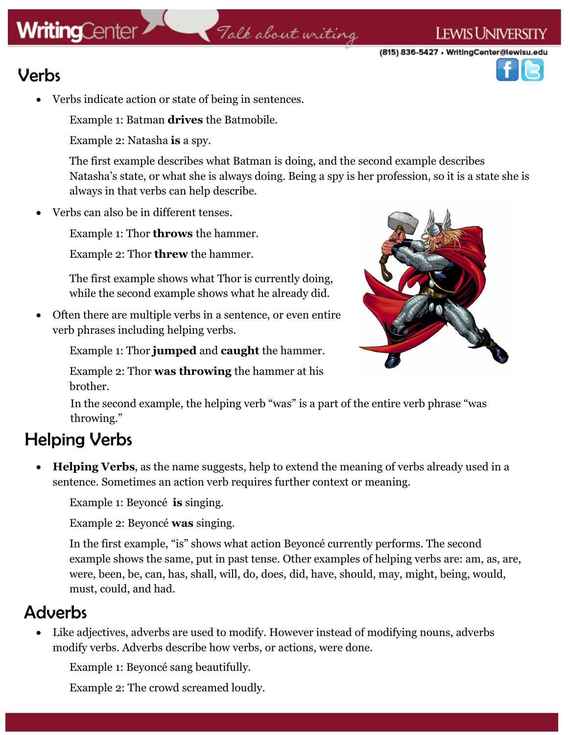## Verbs

- Verbs indicate action or state of being in sentences.

  Example 1: Batman **drives** the Batmobile.

  Example 2: Natasha **is** a spy.

  The first example describes what Batman is doing, and the second example describes Natasha's state, or what she is always doing. Being a spy is her profession, so it is a state she is always in that verbs can help describe.

- Verbs can also be in different tenses.

  Example 1: Thor **throws** the hammer.

  Example 2: Thor **threw** the hammer.

  The first example shows what Thor is currently doing, while the second example shows what he already did.

- Often there are multiple verbs in a sentence, or even entire verb phrases including helping verbs.

  Example 1: Thor **jumped** and **caught** the hammer.

  Example 2: Thor **was throwing** the hammer at his brother.

  In the second example, the helping verb "was" is a part of the entire verb phrase "was throwing."

## Helping Verbs

- **Helping Verbs**, as the name suggests, help to extend the meaning of verbs already used in a sentence. Sometimes an action verb requires further context or meaning.

  Example 1: Beyoncé **is** singing.

  Example 2: Beyoncé **was** singing.

  In the first example, "is" shows what action Beyoncé currently performs. The second example shows the same, put in past tense. Other examples of helping verbs are: am, as, are, were, been, be, can, has, shall, will, do, does, did, have, should, may, might, being, would, must, could, and had.

## Adverbs

- Like adjectives, adverbs are used to modify. However instead of modifying nouns, adverbs modify verbs. Adverbs describe how verbs, or actions, were done.

  Example 1: Beyoncé sang beautifully.

  Example 2: The crowd screamed loudly.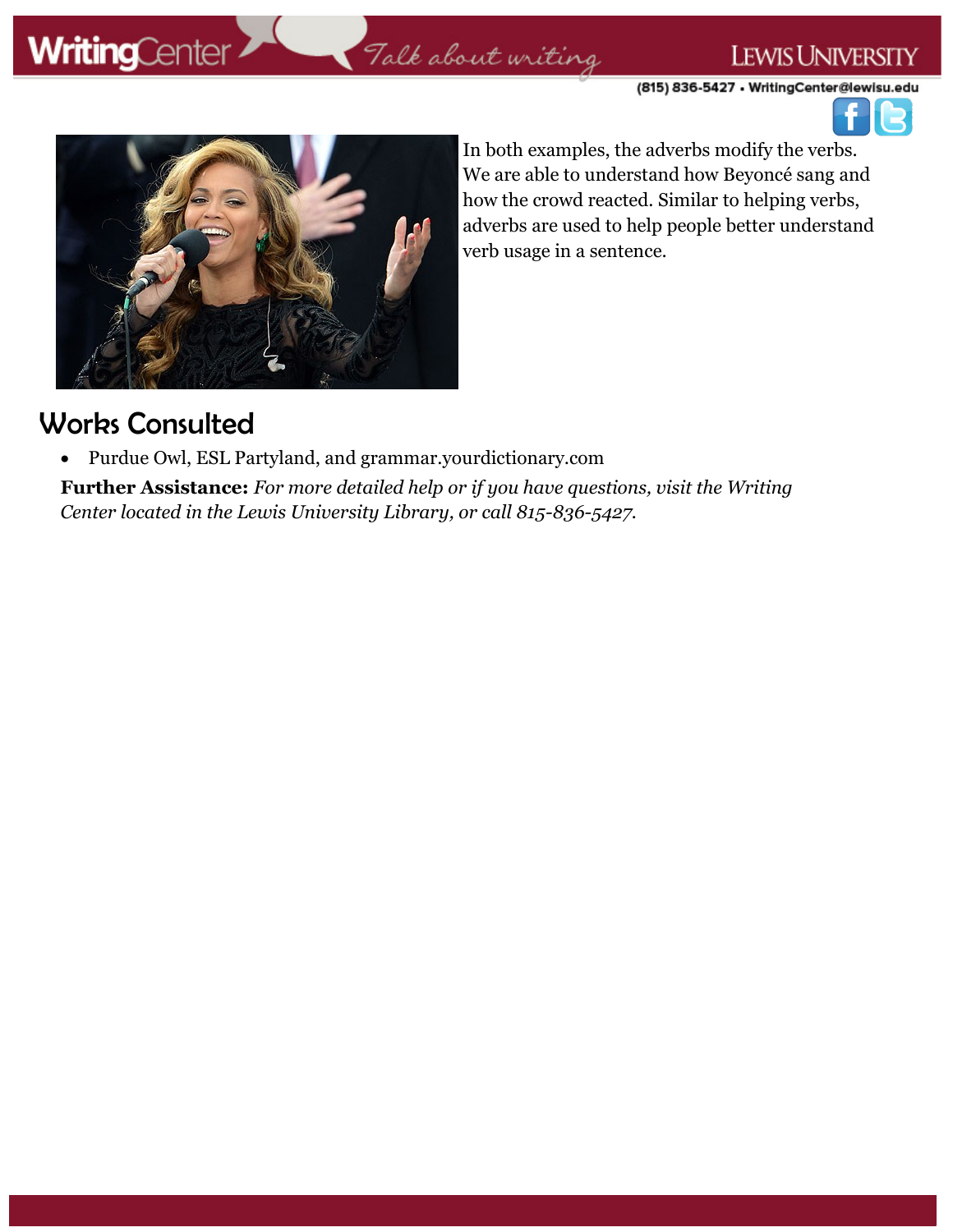In both examples, the adverbs modify the verbs. We are able to understand how Beyoncé sang and how the crowd reacted. Similar to helping verbs, adverbs are used to help people better understand verb usage in a sentence.

## Works Consulted

- Purdue Owl, ESL Partyland, and grammar.yourdictionary.com

**Further Assistance:** *For more detailed help or if you have questions, visit the Writing Center located in the Lewis University Library, or call 815-836-5427.*